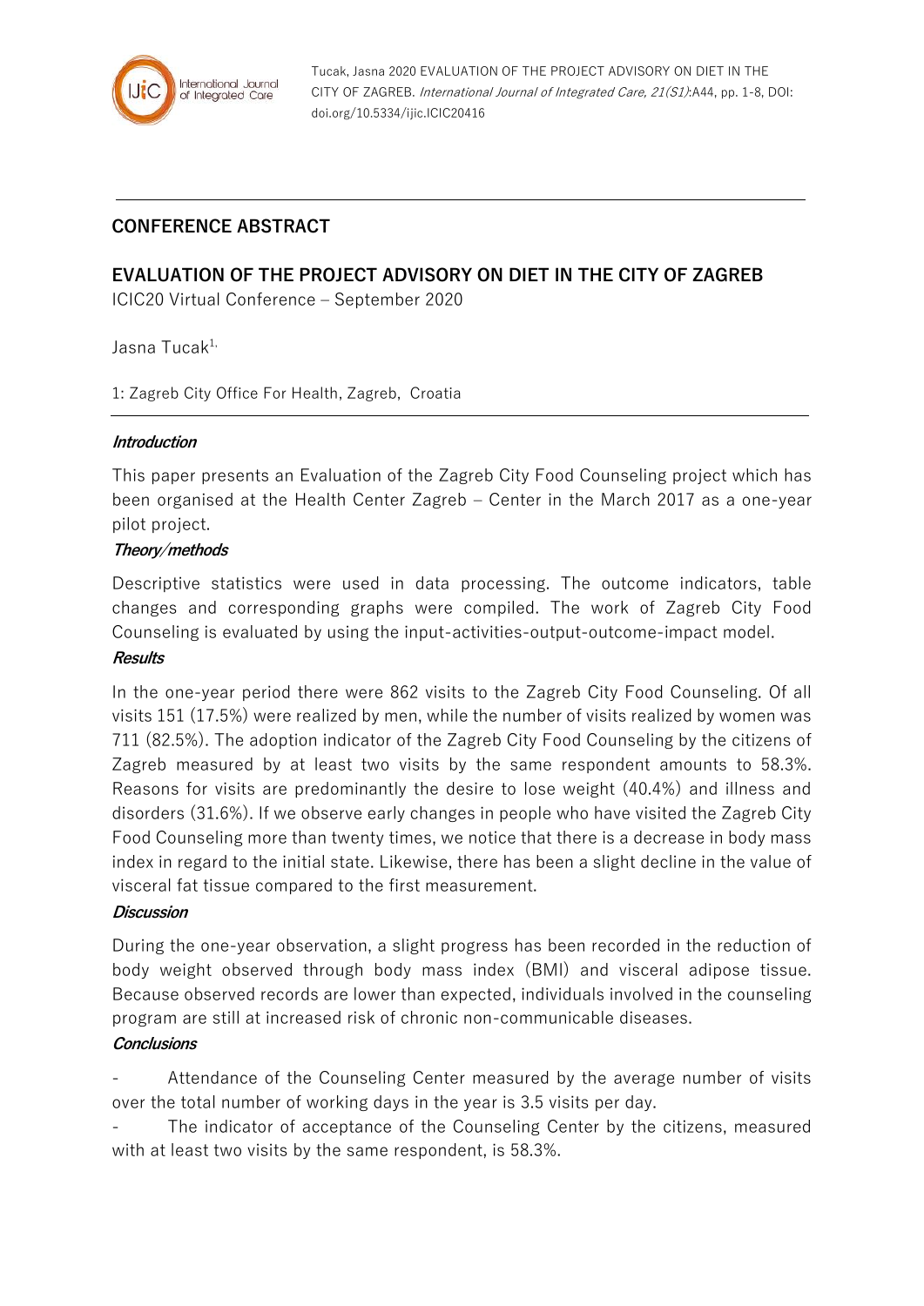## CONFERENCE ABSTRACT

# EVALUATION OF THE PROJECT ADVISORY ON DIET IN THE CITY OF ZAGREB

ICIC20 Virtual Conference – September 2020

Jasna Tucak[1]

1: Zagreb City Office For Health, Zagreb, Croatia

### *Introduction*

This paper presents an Evaluation of the Zagreb City Food Counseling project which has been organised at the Health Center Zagreb – Center in the March 2017 as a one-year pilot project.

### *Theory/methods*

Descriptive statistics were used in data processing. The outcome indicators, table changes and corresponding graphs were compiled. The work of Zagreb City Food Counseling is evaluated by using the input-activities-output-outcome-impact model.

### *Results*

In the one-year period there were 862 visits to the Zagreb City Food Counseling. Of all visits 151 (17.5%) were realized by men, while the number of visits realized by women was 711 (82.5%). The adoption indicator of the Zagreb City Food Counseling by the citizens of Zagreb measured by at least two visits by the same respondent amounts to 58.3%. Reasons for visits are predominantly the desire to lose weight (40.4%) and illness and disorders (31.6%). If we observe early changes in people who have visited the Zagreb City Food Counseling more than twenty times, we notice that there is a decrease in body mass index in regard to the initial state. Likewise, there has been a slight decline in the value of visceral fat tissue compared to the first measurement.

### *Discussion*

During the one-year observation, a slight progress has been recorded in the reduction of body weight observed through body mass index (BMI) and visceral adipose tissue. Because observed records are lower than expected, individuals involved in the counseling program are still at increased risk of chronic non-communicable diseases.

### *Conclusions*

- Attendance of the Counseling Center measured by the average number of visits over the total number of working days in the year is 3.5 visits per day.
- The indicator of acceptance of the Counseling Center by the citizens, measured with at least two visits by the same respondent, is 58.3%.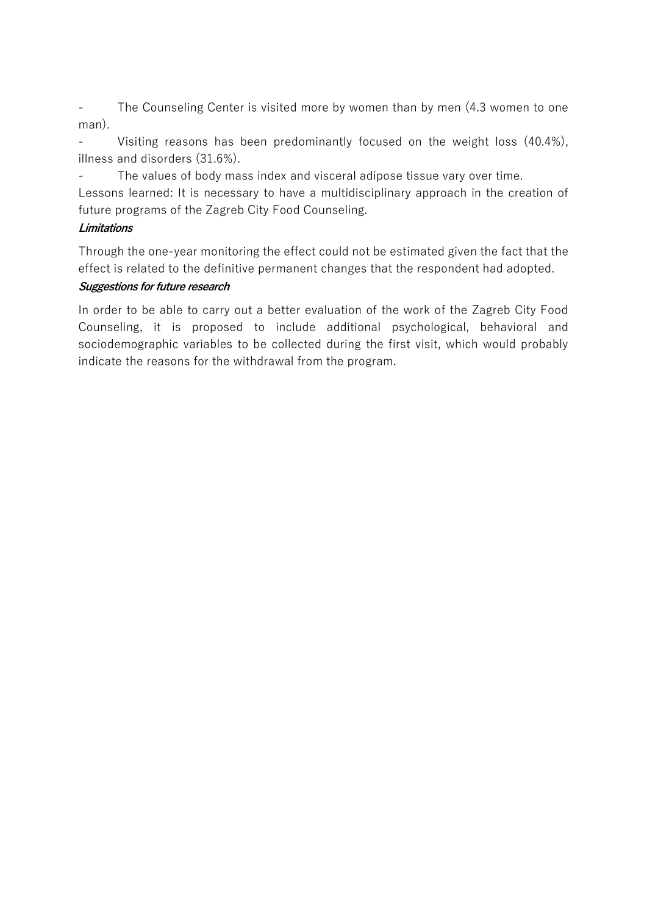- The Counseling Center is visited more by women than by men (4.3 women to one man).
- Visiting reasons has been predominantly focused on the weight loss (40.4%), illness and disorders (31.6%).
- The values of body mass index and visceral adipose tissue vary over time.

Lessons learned: It is necessary to have a multidisciplinary approach in the creation of future programs of the Zagreb City Food Counseling.

***Limitations***

Through the one-year monitoring the effect could not be estimated given the fact that the effect is related to the definitive permanent changes that the respondent had adopted.

***Suggestions for future research***

In order to be able to carry out a better evaluation of the work of the Zagreb City Food Counseling, it is proposed to include additional psychological, behavioral and sociodemographic variables to be collected during the first visit, which would probably indicate the reasons for the withdrawal from the program.